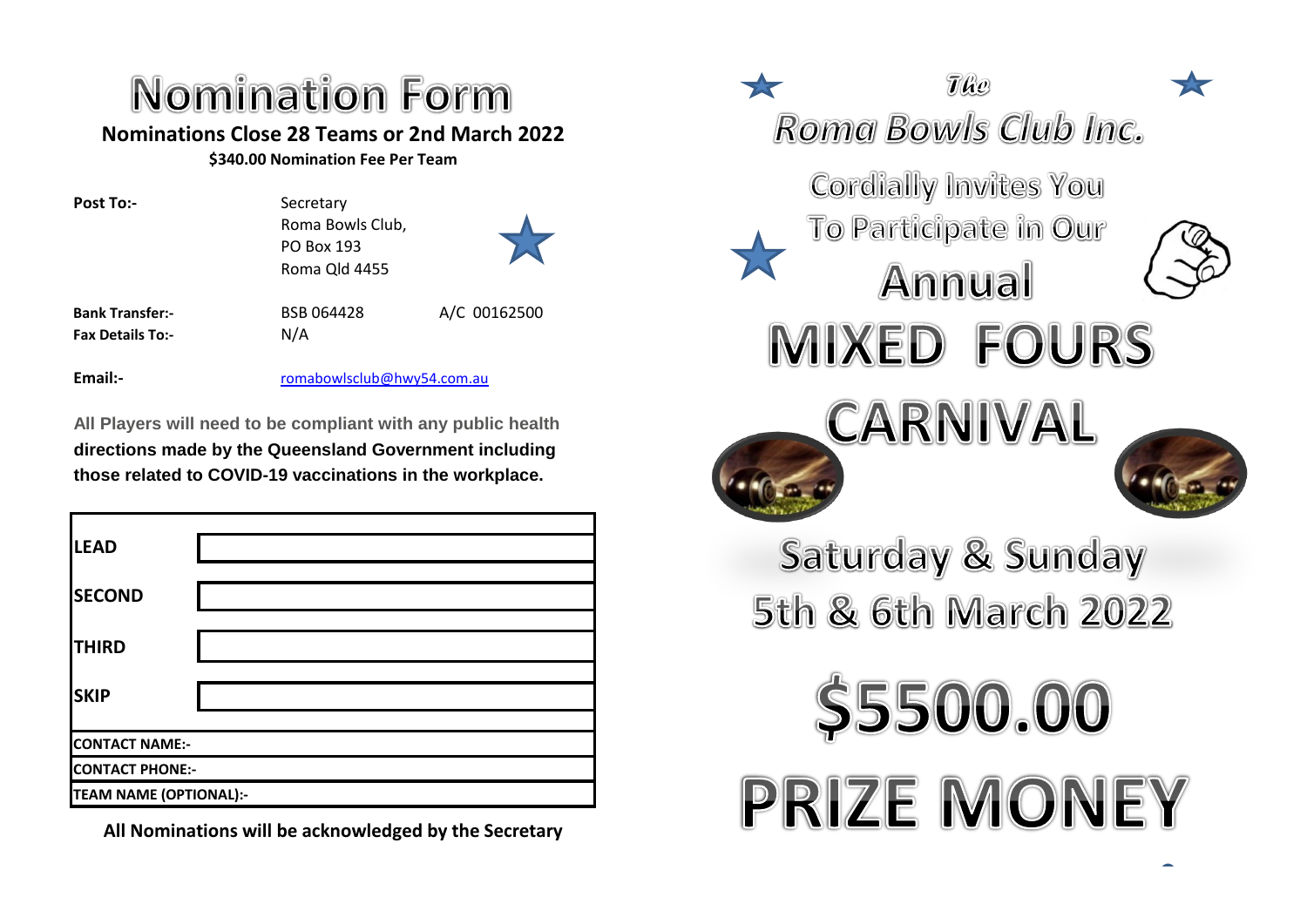# Nomination Form

**Nominations Close 28 Teams or 2nd March 2022**

**$340.00 Nomination Fee Per Team**

**Post To:-** Secretary
Roma Bowls Club,
PO Box 193
Roma Qld 4455

**Bank Transfer:-** BSB 064428 A/C 00162500

**Fax Details To:-** N/A

**Email:-** romabowlsclub@hwy54.com.au

**All Players will need to be compliant with any public health directions made by the Queensland Government including those related to COVID-19 vaccinations in the workplace.**

| | |
|---|---|
| **LEAD** | |
| **SECOND** | |
| **THIRD** | |
| **SKIP** | |
| **CONTACT NAME:-** | |
| **CONTACT PHONE:-** | |
| **TEAM NAME (OPTIONAL):-** | |

**All Nominations will be acknowledged by the Secretary**

*The*

*Roma Bowls Club Inc.*

Cordially Invites You
To Participate in Our

# Annual

# MIXED FOURS CARNIVAL

## Saturday & Sunday
## 5th & 6th March 2022

# $5500.00 PRIZE MONEY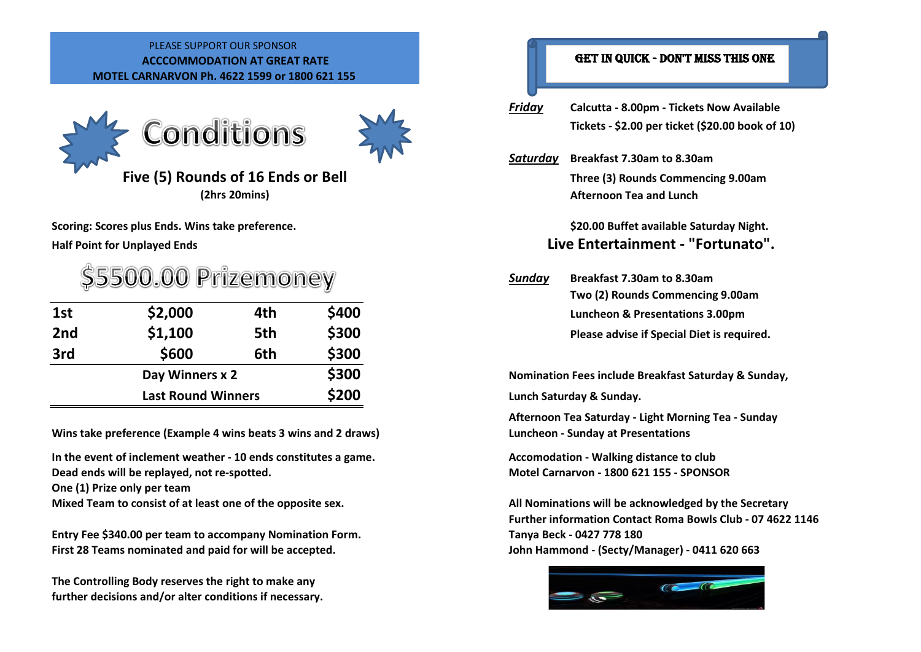PLEASE SUPPORT OUR SPONSOR
**ACCCOMMODATION AT GREAT RATE**
**MOTEL CARNARVON Ph. 4622 1599 or 1800 621 155**

# Conditions

**Five (5) Rounds of 16 Ends or Bell**
**(2hrs 20mins)**

**Scoring: Scores plus Ends. Wins take preference.**
**Half Point for Unplayed Ends**

## $5500.00 Prizemoney

| | | | |
|---|---|---|---|
| **1st** | **$2,000** | **4th** | **$400** |
| **2nd** | **$1,100** | **5th** | **$300** |
| **3rd** | **$600** | **6th** | **$300** |
| | **Day Winners x 2** | | **$300** |
| | **Last Round Winners** | | **$200** |

**Wins take preference (Example 4 wins beats 3 wins and 2 draws)**

**In the event of inclement weather - 10 ends constitutes a game.**
**Dead ends will be replayed, not re-spotted.**
**One (1) Prize only per team**
**Mixed Team to consist of at least one of the opposite sex.**

**Entry Fee $340.00 per team to accompany Nomination Form.**
**First 28 Teams nominated and paid for will be accepted.**

**The Controlling Body reserves the right to make any further decisions and/or alter conditions if necessary.**

**GET IN QUICK - DON'T MISS THIS ONE**

***Friday*** **Calcutta - 8.00pm - Tickets Now Available**
**Tickets - $2.00 per ticket ($20.00 book of 10)**

***Saturday*** **Breakfast 7.30am to 8.30am**
**Three (3) Rounds Commencing 9.00am**
**Afternoon Tea and Lunch**

**$20.00 Buffet available Saturday Night.**
**Live Entertainment - "Fortunato".**

***Sunday*** **Breakfast 7.30am to 8.30am**
**Two (2) Rounds Commencing 9.00am**
**Luncheon & Presentations 3.00pm**
**Please advise if Special Diet is required.**

**Nomination Fees include Breakfast Saturday & Sunday,**
**Lunch Saturday & Sunday.**
**Afternoon Tea Saturday - Light Morning Tea - Sunday**
**Luncheon - Sunday at Presentations**

**Accomodation - Walking distance to club**
**Motel Carnarvon - 1800 621 155 - SPONSOR**

**All Nominations will be acknowledged by the Secretary**
**Further information Contact Roma Bowls Club - 07 4622 1146**
**Tanya Beck - 0427 778 180**
**John Hammond - (Secty/Manager) - 0411 620 663**